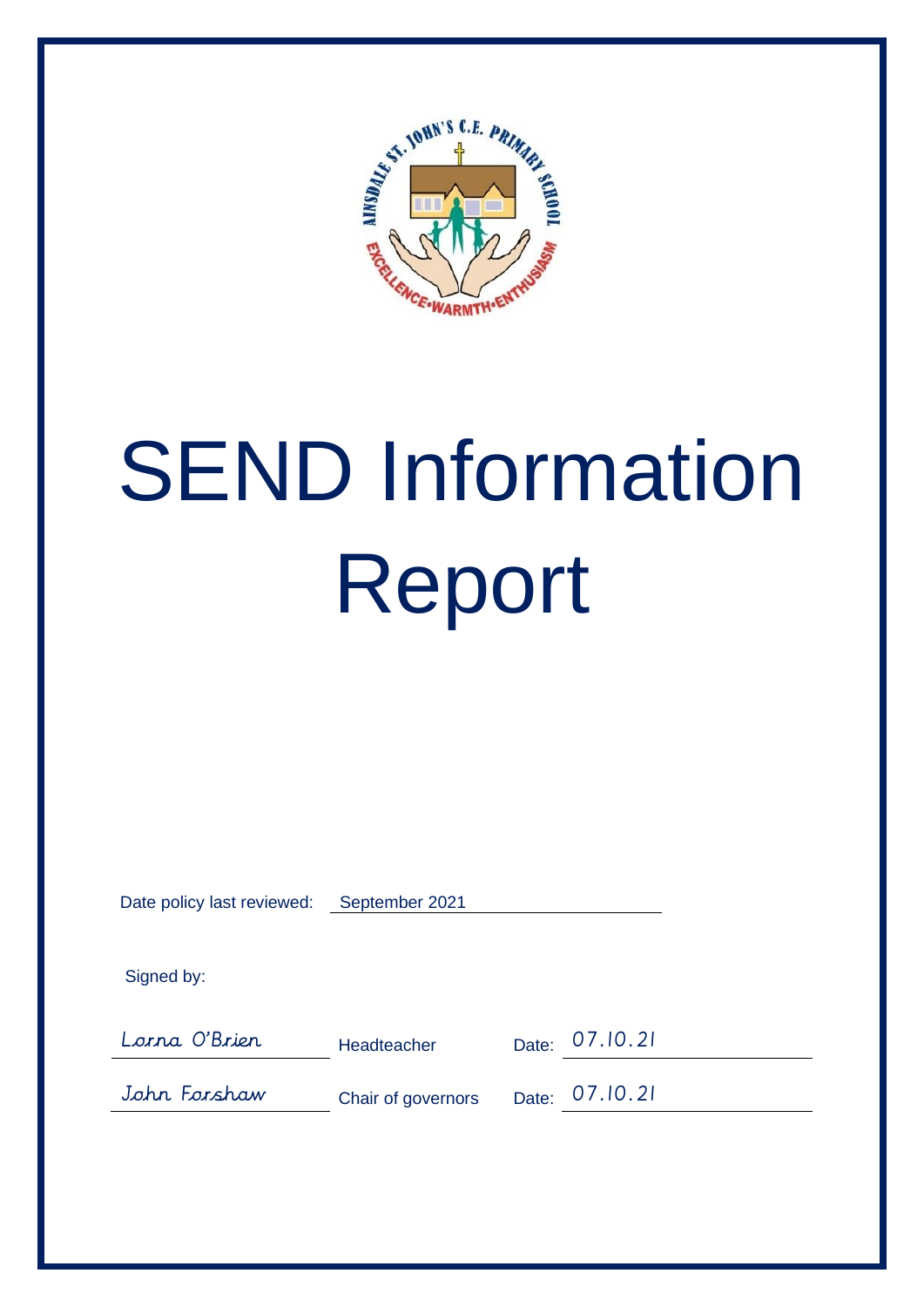AINSDALE ST. JOHN'S C.E. PRIMARY SCHOOL

EXCELLENCE • WARMTH • ENTHUSIASM

# SEND Information Report

Date policy last reviewed: September 2021

Signed by:

| | | |
|---|---|---|
| Lorna O'Brien | Headteacher | Date: 07.10.21 |
| John Forshaw | Chair of governors | Date: 07.10.21 |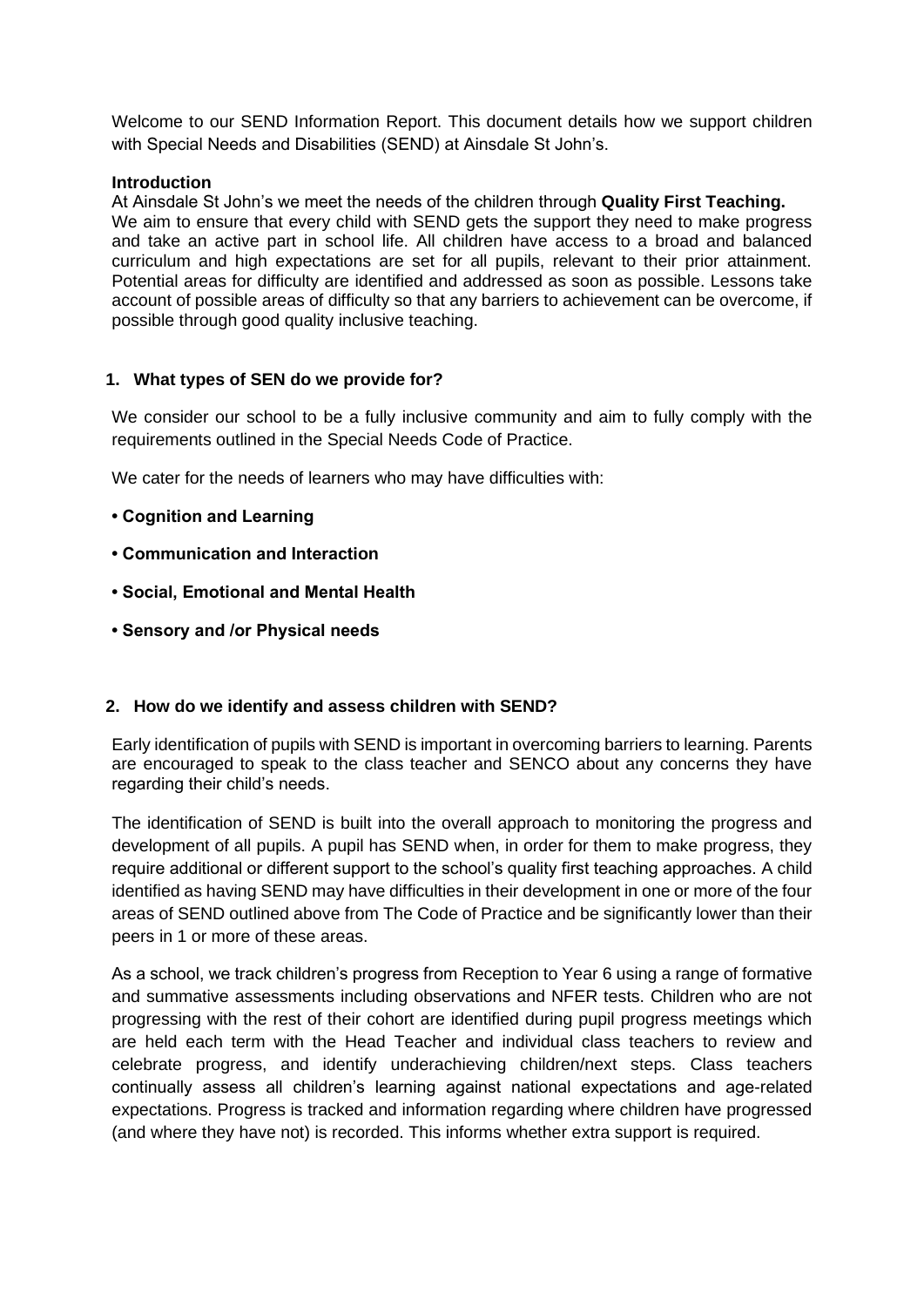Welcome to our SEND Information Report. This document details how we support children with Special Needs and Disabilities (SEND) at Ainsdale St John's.

**Introduction**

At Ainsdale St John's we meet the needs of the children through **Quality First Teaching.** We aim to ensure that every child with SEND gets the support they need to make progress and take an active part in school life. All children have access to a broad and balanced curriculum and high expectations are set for all pupils, relevant to their prior attainment. Potential areas for difficulty are identified and addressed as soon as possible. Lessons take account of possible areas of difficulty so that any barriers to achievement can be overcome, if possible through good quality inclusive teaching.

## 1. What types of SEN do we provide for?

We consider our school to be a fully inclusive community and aim to fully comply with the requirements outlined in the Special Needs Code of Practice.

We cater for the needs of learners who may have difficulties with:

- **Cognition and Learning**
- **Communication and Interaction**
- **Social, Emotional and Mental Health**
- **Sensory and /or Physical needs**

## 2. How do we identify and assess children with SEND?

Early identification of pupils with SEND is important in overcoming barriers to learning. Parents are encouraged to speak to the class teacher and SENCO about any concerns they have regarding their child's needs.

The identification of SEND is built into the overall approach to monitoring the progress and development of all pupils. A pupil has SEND when, in order for them to make progress, they require additional or different support to the school's quality first teaching approaches. A child identified as having SEND may have difficulties in their development in one or more of the four areas of SEND outlined above from The Code of Practice and be significantly lower than their peers in 1 or more of these areas.

As a school, we track children's progress from Reception to Year 6 using a range of formative and summative assessments including observations and NFER tests. Children who are not progressing with the rest of their cohort are identified during pupil progress meetings which are held each term with the Head Teacher and individual class teachers to review and celebrate progress, and identify underachieving children/next steps. Class teachers continually assess all children's learning against national expectations and age-related expectations. Progress is tracked and information regarding where children have progressed (and where they have not) is recorded. This informs whether extra support is required.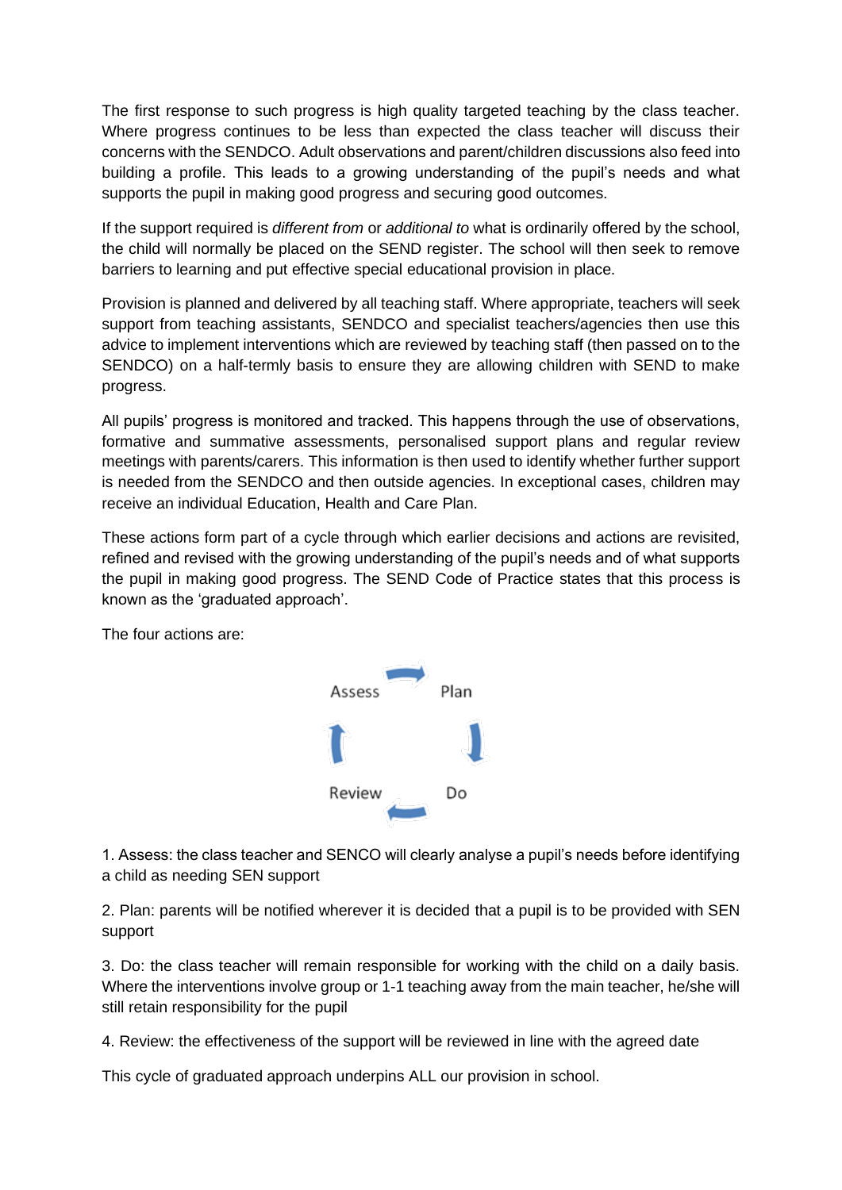The first response to such progress is high quality targeted teaching by the class teacher. Where progress continues to be less than expected the class teacher will discuss their concerns with the SENDCO. Adult observations and parent/children discussions also feed into building a profile. This leads to a growing understanding of the pupil's needs and what supports the pupil in making good progress and securing good outcomes.

If the support required is *different from* or *additional to* what is ordinarily offered by the school, the child will normally be placed on the SEND register. The school will then seek to remove barriers to learning and put effective special educational provision in place.

Provision is planned and delivered by all teaching staff. Where appropriate, teachers will seek support from teaching assistants, SENDCO and specialist teachers/agencies then use this advice to implement interventions which are reviewed by teaching staff (then passed on to the SENDCO) on a half-termly basis to ensure they are allowing children with SEND to make progress.

All pupils' progress is monitored and tracked. This happens through the use of observations, formative and summative assessments, personalised support plans and regular review meetings with parents/carers. This information is then used to identify whether further support is needed from the SENDCO and then outside agencies. In exceptional cases, children may receive an individual Education, Health and Care Plan.

These actions form part of a cycle through which earlier decisions and actions are revisited, refined and revised with the growing understanding of the pupil's needs and of what supports the pupil in making good progress. The SEND Code of Practice states that this process is known as the 'graduated approach'.

The four actions are:

Assess → Plan → Do → Review

1. Assess: the class teacher and SENCO will clearly analyse a pupil's needs before identifying a child as needing SEN support

2. Plan: parents will be notified wherever it is decided that a pupil is to be provided with SEN support

3. Do: the class teacher will remain responsible for working with the child on a daily basis. Where the interventions involve group or 1-1 teaching away from the main teacher, he/she will still retain responsibility for the pupil

4. Review: the effectiveness of the support will be reviewed in line with the agreed date

This cycle of graduated approach underpins ALL our provision in school.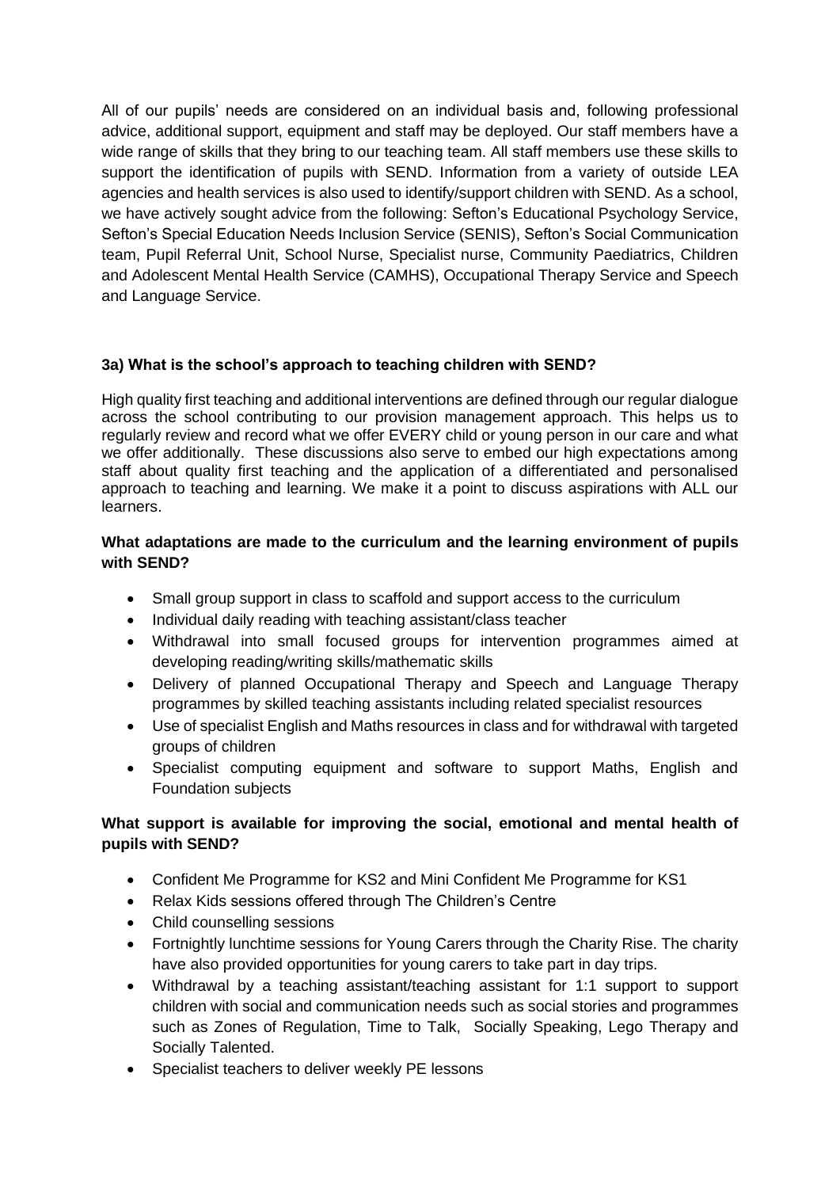All of our pupils' needs are considered on an individual basis and, following professional advice, additional support, equipment and staff may be deployed. Our staff members have a wide range of skills that they bring to our teaching team. All staff members use these skills to support the identification of pupils with SEND. Information from a variety of outside LEA agencies and health services is also used to identify/support children with SEND. As a school, we have actively sought advice from the following: Sefton's Educational Psychology Service, Sefton's Special Education Needs Inclusion Service (SENIS), Sefton's Social Communication team, Pupil Referral Unit, School Nurse, Specialist nurse, Community Paediatrics, Children and Adolescent Mental Health Service (CAMHS), Occupational Therapy Service and Speech and Language Service.

### 3a) What is the school's approach to teaching children with SEND?

High quality first teaching and additional interventions are defined through our regular dialogue across the school contributing to our provision management approach. This helps us to regularly review and record what we offer EVERY child or young person in our care and what we offer additionally. These discussions also serve to embed our high expectations among staff about quality first teaching and the application of a differentiated and personalised approach to teaching and learning. We make it a point to discuss aspirations with ALL our learners.

### What adaptations are made to the curriculum and the learning environment of pupils with SEND?

- Small group support in class to scaffold and support access to the curriculum
- Individual daily reading with teaching assistant/class teacher
- Withdrawal into small focused groups for intervention programmes aimed at developing reading/writing skills/mathematic skills
- Delivery of planned Occupational Therapy and Speech and Language Therapy programmes by skilled teaching assistants including related specialist resources
- Use of specialist English and Maths resources in class and for withdrawal with targeted groups of children
- Specialist computing equipment and software to support Maths, English and Foundation subjects

### What support is available for improving the social, emotional and mental health of pupils with SEND?

- Confident Me Programme for KS2 and Mini Confident Me Programme for KS1
- Relax Kids sessions offered through The Children's Centre
- Child counselling sessions
- Fortnightly lunchtime sessions for Young Carers through the Charity Rise. The charity have also provided opportunities for young carers to take part in day trips.
- Withdrawal by a teaching assistant/teaching assistant for 1:1 support to support children with social and communication needs such as social stories and programmes such as Zones of Regulation, Time to Talk, Socially Speaking, Lego Therapy and Socially Talented.
- Specialist teachers to deliver weekly PE lessons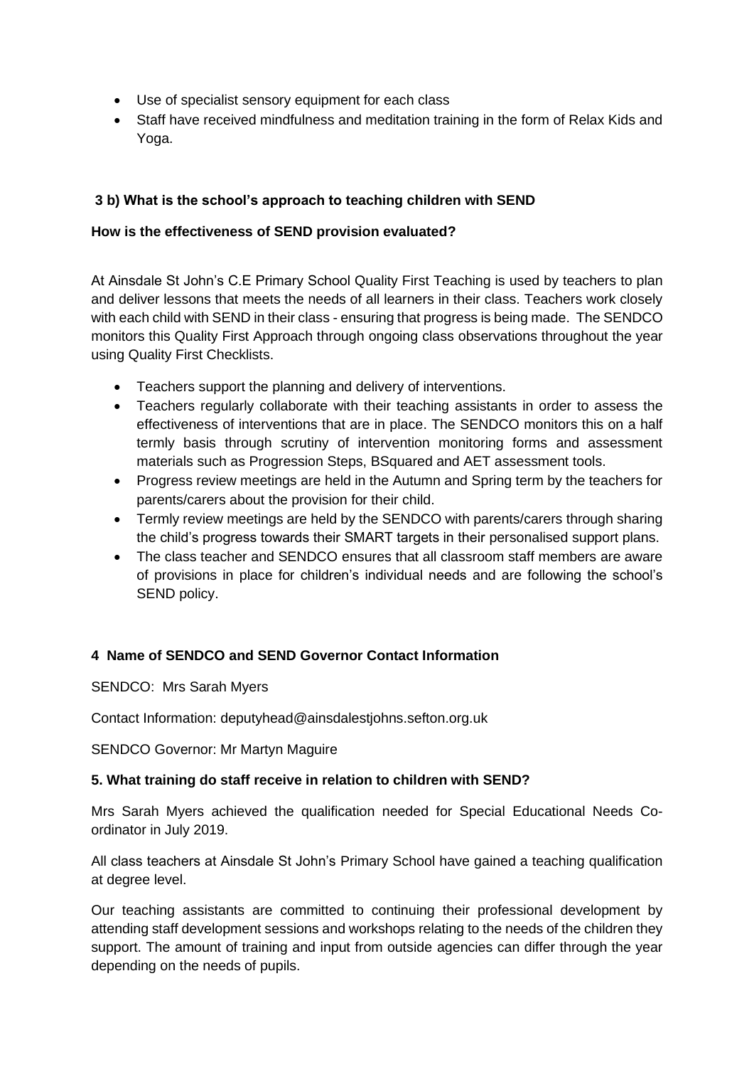- Use of specialist sensory equipment for each class
- Staff have received mindfulness and meditation training in the form of Relax Kids and Yoga.

### 3 b) What is the school's approach to teaching children with SEND

**How is the effectiveness of SEND provision evaluated?**

At Ainsdale St John's C.E Primary School Quality First Teaching is used by teachers to plan and deliver lessons that meets the needs of all learners in their class. Teachers work closely with each child with SEND in their class - ensuring that progress is being made. The SENDCO monitors this Quality First Approach through ongoing class observations throughout the year using Quality First Checklists.

- Teachers support the planning and delivery of interventions.
- Teachers regularly collaborate with their teaching assistants in order to assess the effectiveness of interventions that are in place. The SENDCO monitors this on a half termly basis through scrutiny of intervention monitoring forms and assessment materials such as Progression Steps, BSquared and AET assessment tools.
- Progress review meetings are held in the Autumn and Spring term by the teachers for parents/carers about the provision for their child.
- Termly review meetings are held by the SENDCO with parents/carers through sharing the child's progress towards their SMART targets in their personalised support plans.
- The class teacher and SENDCO ensures that all classroom staff members are aware of provisions in place for children's individual needs and are following the school's SEND policy.

### 4 Name of SENDCO and SEND Governor Contact Information

SENDCO: Mrs Sarah Myers

Contact Information: deputyhead@ainsdalestjohns.sefton.org.uk

SENDCO Governor: Mr Martyn Maguire

### 5. What training do staff receive in relation to children with SEND?

Mrs Sarah Myers achieved the qualification needed for Special Educational Needs Co-ordinator in July 2019.

All class teachers at Ainsdale St John's Primary School have gained a teaching qualification at degree level.

Our teaching assistants are committed to continuing their professional development by attending staff development sessions and workshops relating to the needs of the children they support. The amount of training and input from outside agencies can differ through the year depending on the needs of pupils.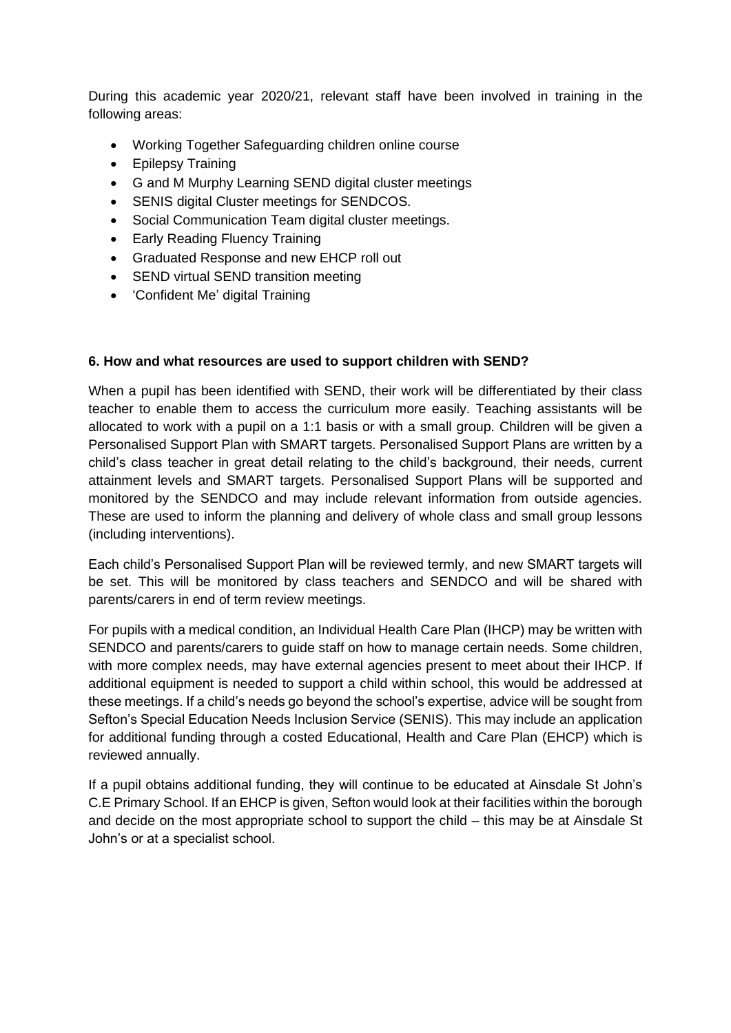During this academic year 2020/21, relevant staff have been involved in training in the following areas:

- Working Together Safeguarding children online course
- Epilepsy Training
- G and M Murphy Learning SEND digital cluster meetings
- SENIS digital Cluster meetings for SENDCOS.
- Social Communication Team digital cluster meetings.
- Early Reading Fluency Training
- Graduated Response and new EHCP roll out
- SEND virtual SEND transition meeting
- 'Confident Me' digital Training

**6. How and what resources are used to support children with SEND?**

When a pupil has been identified with SEND, their work will be differentiated by their class teacher to enable them to access the curriculum more easily. Teaching assistants will be allocated to work with a pupil on a 1:1 basis or with a small group. Children will be given a Personalised Support Plan with SMART targets. Personalised Support Plans are written by a child's class teacher in great detail relating to the child's background, their needs, current attainment levels and SMART targets. Personalised Support Plans will be supported and monitored by the SENDCO and may include relevant information from outside agencies. These are used to inform the planning and delivery of whole class and small group lessons (including interventions).

Each child's Personalised Support Plan will be reviewed termly, and new SMART targets will be set. This will be monitored by class teachers and SENDCO and will be shared with parents/carers in end of term review meetings.

For pupils with a medical condition, an Individual Health Care Plan (IHCP) may be written with SENDCO and parents/carers to guide staff on how to manage certain needs. Some children, with more complex needs, may have external agencies present to meet about their IHCP. If additional equipment is needed to support a child within school, this would be addressed at these meetings. If a child's needs go beyond the school's expertise, advice will be sought from Sefton's Special Education Needs Inclusion Service (SENIS). This may include an application for additional funding through a costed Educational, Health and Care Plan (EHCP) which is reviewed annually.

If a pupil obtains additional funding, they will continue to be educated at Ainsdale St John's C.E Primary School. If an EHCP is given, Sefton would look at their facilities within the borough and decide on the most appropriate school to support the child – this may be at Ainsdale St John's or at a specialist school.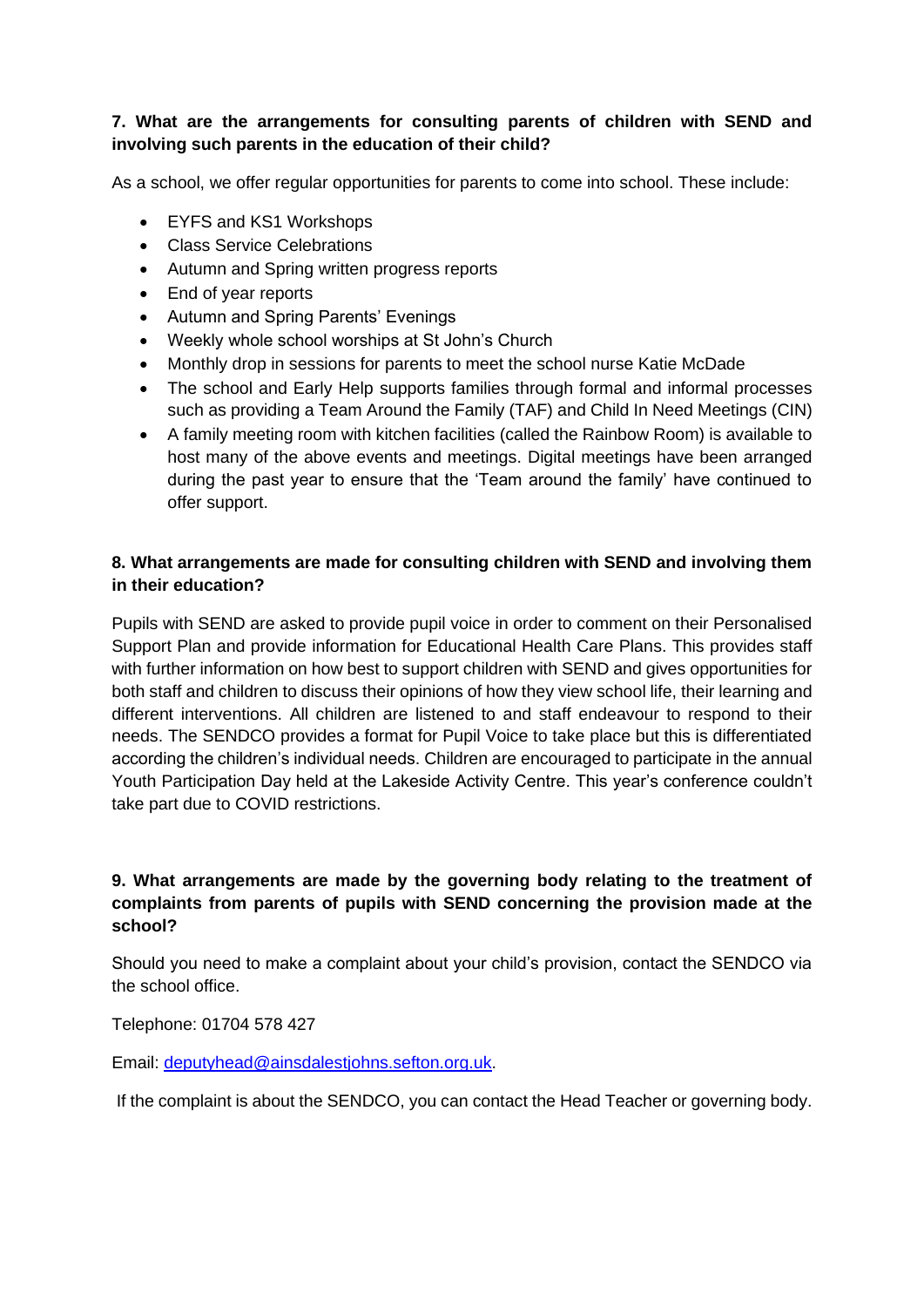**7. What are the arrangements for consulting parents of children with SEND and involving such parents in the education of their child?**

As a school, we offer regular opportunities for parents to come into school. These include:

- EYFS and KS1 Workshops
- Class Service Celebrations
- Autumn and Spring written progress reports
- End of year reports
- Autumn and Spring Parents' Evenings
- Weekly whole school worships at St John's Church
- Monthly drop in sessions for parents to meet the school nurse Katie McDade
- The school and Early Help supports families through formal and informal processes such as providing a Team Around the Family (TAF) and Child In Need Meetings (CIN)
- A family meeting room with kitchen facilities (called the Rainbow Room) is available to host many of the above events and meetings. Digital meetings have been arranged during the past year to ensure that the 'Team around the family' have continued to offer support.

**8. What arrangements are made for consulting children with SEND and involving them in their education?**

Pupils with SEND are asked to provide pupil voice in order to comment on their Personalised Support Plan and provide information for Educational Health Care Plans. This provides staff with further information on how best to support children with SEND and gives opportunities for both staff and children to discuss their opinions of how they view school life, their learning and different interventions. All children are listened to and staff endeavour to respond to their needs. The SENDCO provides a format for Pupil Voice to take place but this is differentiated according the children's individual needs. Children are encouraged to participate in the annual Youth Participation Day held at the Lakeside Activity Centre. This year's conference couldn't take part due to COVID restrictions.

**9. What arrangements are made by the governing body relating to the treatment of complaints from parents of pupils with SEND concerning the provision made at the school?**

Should you need to make a complaint about your child's provision, contact the SENDCO via the school office.

Telephone: 01704 578 427

Email: deputyhead@ainsdalestjohns.sefton.org.uk.

If the complaint is about the SENDCO, you can contact the Head Teacher or governing body.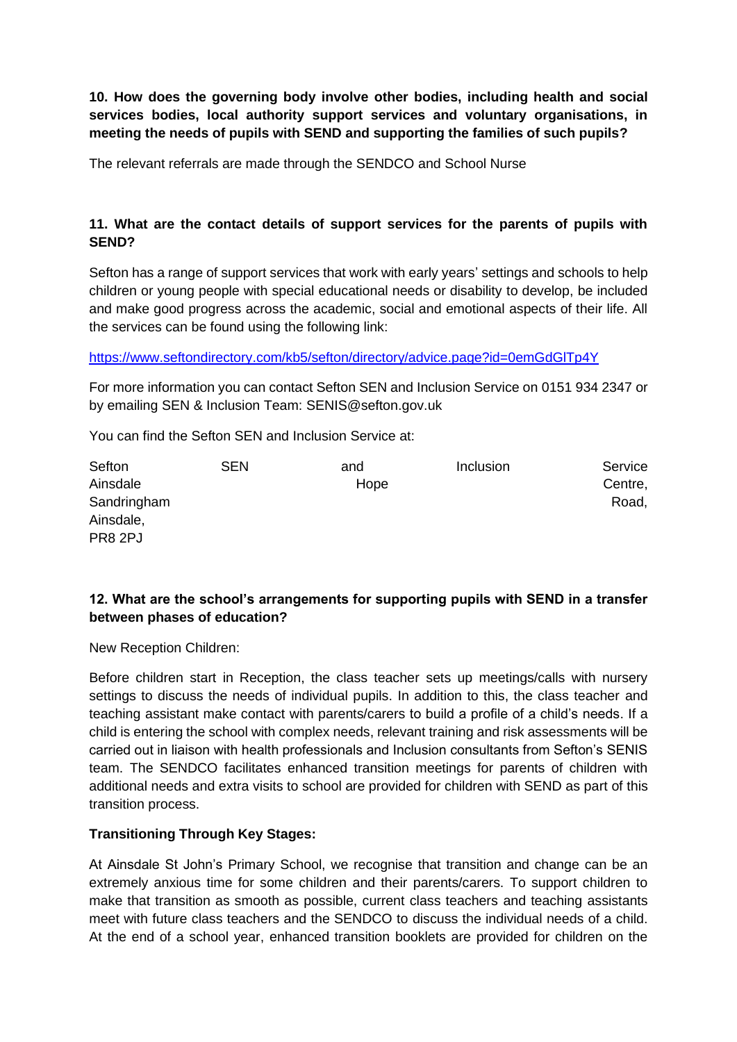**10. How does the governing body involve other bodies, including health and social services bodies, local authority support services and voluntary organisations, in meeting the needs of pupils with SEND and supporting the families of such pupils?**

The relevant referrals are made through the SENDCO and School Nurse

**11. What are the contact details of support services for the parents of pupils with SEND?**

Sefton has a range of support services that work with early years' settings and schools to help children or young people with special educational needs or disability to develop, be included and make good progress across the academic, social and emotional aspects of their life. All the services can be found using the following link:

https://www.seftondirectory.com/kb5/sefton/directory/advice.page?id=0emGdGlTp4Y

For more information you can contact Sefton SEN and Inclusion Service on 0151 934 2347 or by emailing SEN & Inclusion Team: SENIS@sefton.gov.uk

You can find the Sefton SEN and Inclusion Service at:

Sefton SEN and Inclusion Service
Ainsdale Hope Centre,
Sandringham Road,
Ainsdale,
PR8 2PJ

**12. What are the school's arrangements for supporting pupils with SEND in a transfer between phases of education?**

New Reception Children:

Before children start in Reception, the class teacher sets up meetings/calls with nursery settings to discuss the needs of individual pupils. In addition to this, the class teacher and teaching assistant make contact with parents/carers to build a profile of a child's needs. If a child is entering the school with complex needs, relevant training and risk assessments will be carried out in liaison with health professionals and Inclusion consultants from Sefton's SENIS team. The SENDCO facilitates enhanced transition meetings for parents of children with additional needs and extra visits to school are provided for children with SEND as part of this transition process.

**Transitioning Through Key Stages:**

At Ainsdale St John's Primary School, we recognise that transition and change can be an extremely anxious time for some children and their parents/carers. To support children to make that transition as smooth as possible, current class teachers and teaching assistants meet with future class teachers and the SENDCO to discuss the individual needs of a child. At the end of a school year, enhanced transition booklets are provided for children on the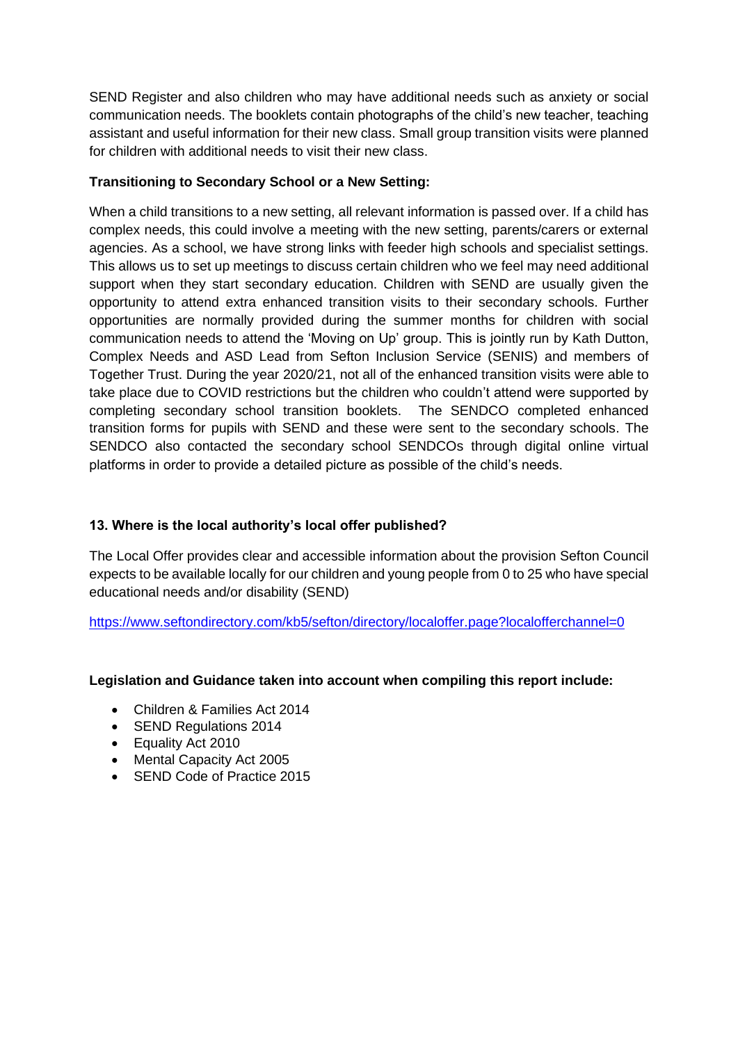SEND Register and also children who may have additional needs such as anxiety or social communication needs. The booklets contain photographs of the child's new teacher, teaching assistant and useful information for their new class. Small group transition visits were planned for children with additional needs to visit their new class.

**Transitioning to Secondary School or a New Setting:**

When a child transitions to a new setting, all relevant information is passed over. If a child has complex needs, this could involve a meeting with the new setting, parents/carers or external agencies. As a school, we have strong links with feeder high schools and specialist settings. This allows us to set up meetings to discuss certain children who we feel may need additional support when they start secondary education. Children with SEND are usually given the opportunity to attend extra enhanced transition visits to their secondary schools. Further opportunities are normally provided during the summer months for children with social communication needs to attend the 'Moving on Up' group. This is jointly run by Kath Dutton, Complex Needs and ASD Lead from Sefton Inclusion Service (SENIS) and members of Together Trust. During the year 2020/21, not all of the enhanced transition visits were able to take place due to COVID restrictions but the children who couldn't attend were supported by completing secondary school transition booklets. The SENDCO completed enhanced transition forms for pupils with SEND and these were sent to the secondary schools. The SENDCO also contacted the secondary school SENDCOs through digital online virtual platforms in order to provide a detailed picture as possible of the child's needs.

**13. Where is the local authority's local offer published?**

The Local Offer provides clear and accessible information about the provision Sefton Council expects to be available locally for our children and young people from 0 to 25 who have special educational needs and/or disability (SEND)

https://www.seftondirectory.com/kb5/sefton/directory/localoffer.page?localofferchannel=0

**Legislation and Guidance taken into account when compiling this report include:**

- Children & Families Act 2014
- SEND Regulations 2014
- Equality Act 2010
- Mental Capacity Act 2005
- SEND Code of Practice 2015